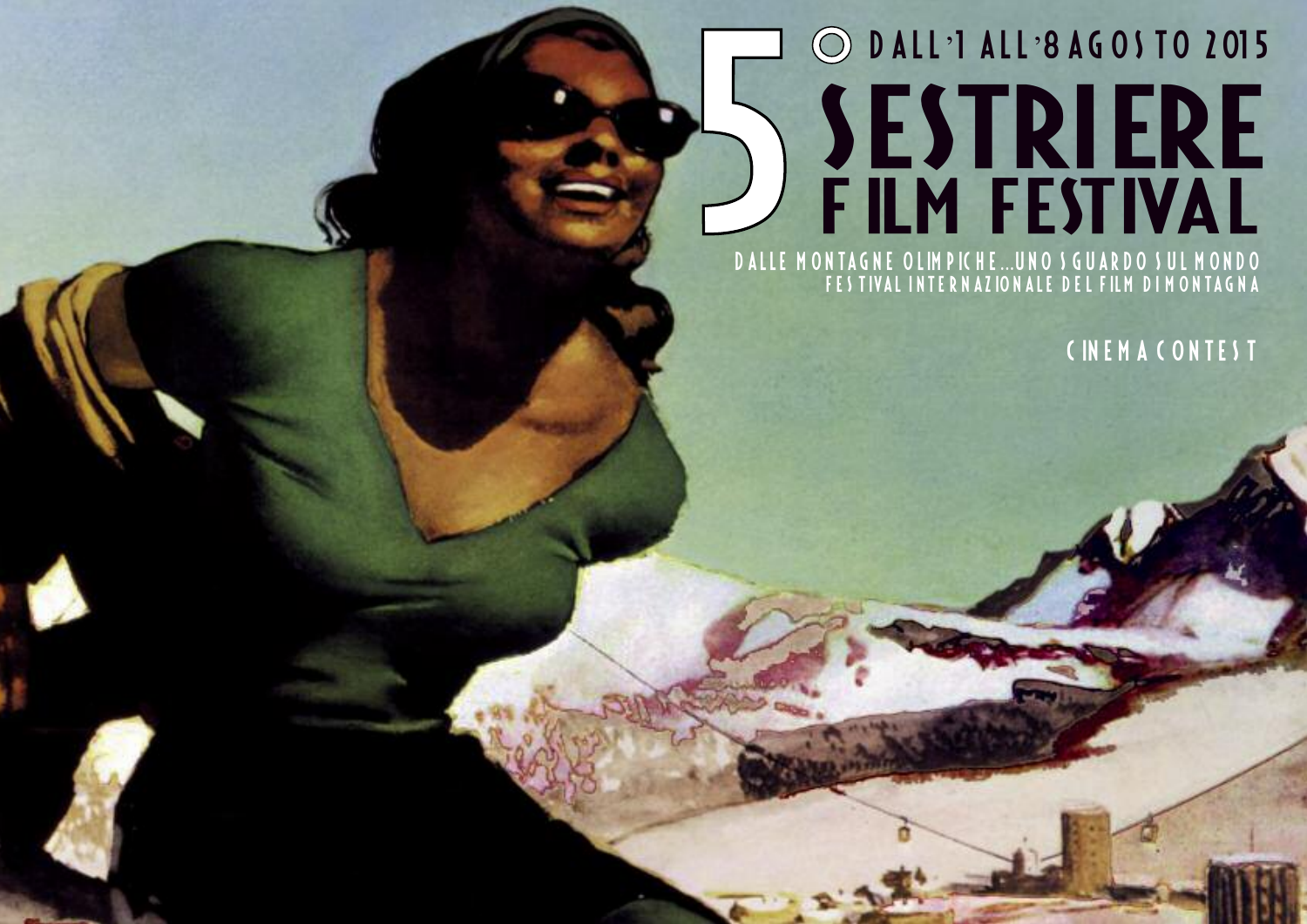# 5 SESTRIERE FILM FESTIVAL

DALL'1 ALL'8 AGOSTO 2015

DALLE MONTAGNE OLIMPICHE...UNO SGUARDO SUL MONDO

FESTIVAL INTERNAZIONALE DEL FILM DI MONTAGNA

CINEMA CONTEST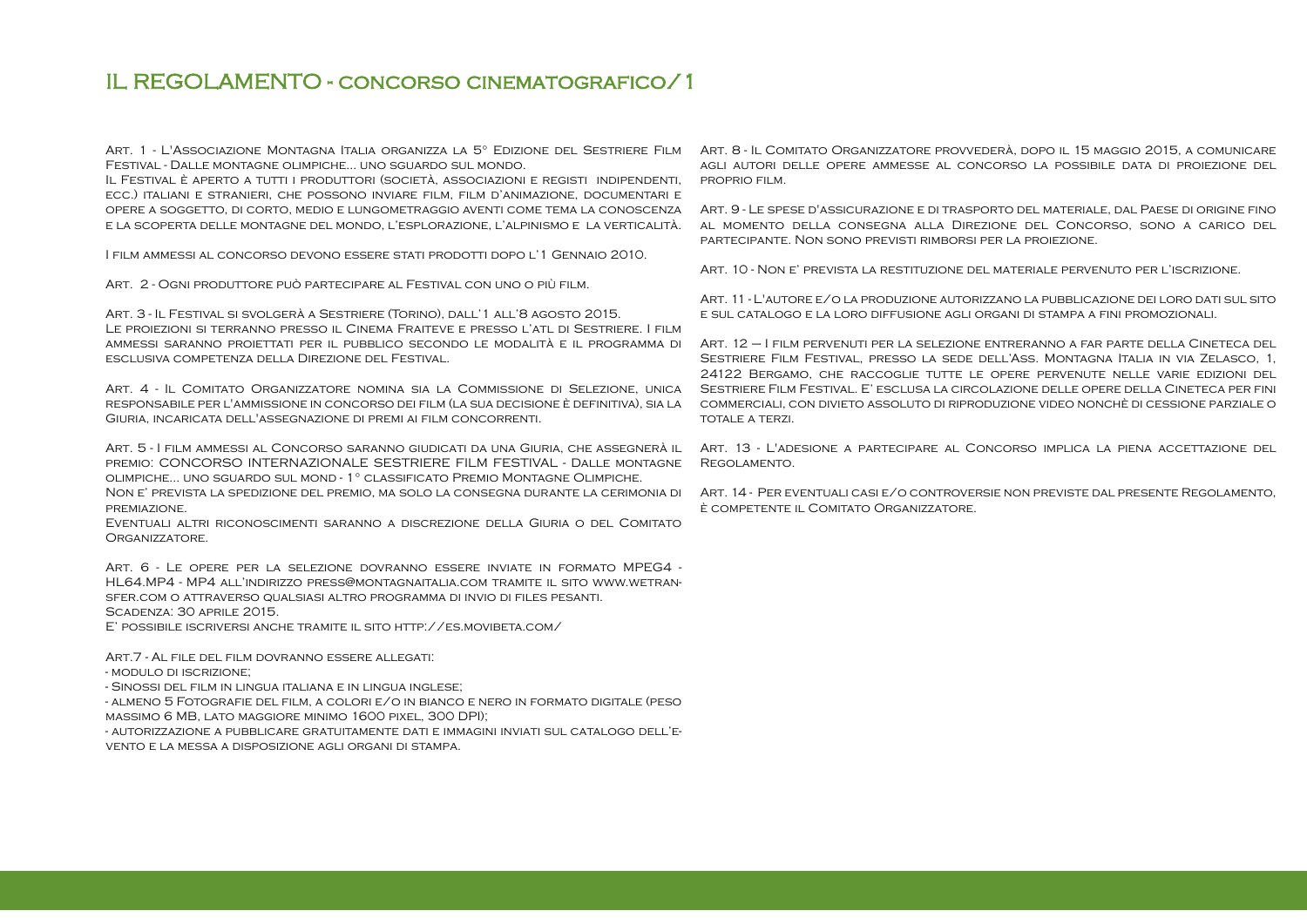# IL REGOLAMENTO - concorso cinematografico/1

Art. 1 - L'Associazione Montagna Italia organizza la 5° Edizione del Sestriere Film Festival - Dalle montagne olimpiche... uno sguardo sul mondo.
Il Festival è aperto a tutti i produttori (società, associazioni e registi indipendenti, ecc.) italiani e stranieri, che possono inviare film, film d'animazione, documentari e opere a soggetto, di corto, medio e lungometraggio aventi come tema la conoscenza e la scoperta delle montagne del mondo, l'esplorazione, l'alpinismo e la verticalità.

I film ammessi al concorso devono essere stati prodotti dopo l'1 Gennaio 2010.

Art. 2 - Ogni produttore può partecipare al Festival con uno o più film.

Art. 3 - Il Festival si svolgerà a Sestriere (Torino), dall'1 all'8 agosto 2015.
Le proiezioni si terranno presso il Cinema Fraiteve e presso l'atl di Sestriere. I film ammessi saranno proiettati per il pubblico secondo le modalità e il programma di esclusiva competenza della Direzione del Festival.

Art. 4 - Il Comitato Organizzatore nomina sia la Commissione di Selezione, unica responsabile per l'ammissione in concorso dei film (la sua decisione è definitiva), sia la Giuria, incaricata dell'assegnazione di premi ai film concorrenti.

Art. 5 - I film ammessi al Concorso saranno giudicati da una Giuria, che assegnerà il premio: CONCORSO INTERNAZIONALE SESTRIERE FILM FESTIVAL - Dalle montagne olimpiche... uno sguardo sul mond - 1° classificato Premio Montagne Olimpiche.
Non e' prevista la spedizione del premio, ma solo la consegna durante la cerimonia di premiazione.
Eventuali altri riconoscimenti saranno a discrezione della Giuria o del Comitato Organizzatore.

Art. 6 - Le opere per la selezione dovranno essere inviate in formato MPEG4 - HL64.MP4 - MP4 all'indirizzo press@montagnaitalia.com tramite il sito www.wetransfer.com o attraverso qualsiasi altro programma di invio di files pesanti.
Scadenza: 30 aprile 2015.
E' possibile iscriversi anche tramite il sito http://es.movibeta.com/

Art.7 - Al file del film dovranno essere allegati:
- modulo di iscrizione;
- Sinossi del film in lingua italiana e in lingua inglese;
- almeno 5 Fotografie del film, a colori e/o in bianco e nero in formato digitale (peso massimo 6 MB, lato maggiore minimo 1600 pixel, 300 DPI);
- autorizzazione a pubblicare gratuitamente dati e immagini inviati sul catalogo dell'evento e la messa a disposizione agli organi di stampa.

Art. 8 - Il Comitato Organizzatore provvederà, dopo il 15 maggio 2015, a comunicare agli autori delle opere ammesse al concorso la possibile data di proiezione del proprio film.

Art. 9 - Le spese d'assicurazione e di trasporto del materiale, dal Paese di origine fino al momento della consegna alla Direzione del Concorso, sono a carico del partecipante. Non sono previsti rimborsi per la proiezione.

Art. 10 - Non e' prevista la restituzione del materiale pervenuto per l'iscrizione.

Art. 11 - L'autore e/o la produzione autorizzano la pubblicazione dei loro dati sul sito e sul catalogo e la loro diffusione agli organi di stampa a fini promozionali.

Art. 12 – I film pervenuti per la selezione entreranno a far parte della Cineteca del Sestriere Film Festival, presso la sede dell'Ass. Montagna Italia in via Zelasco, 1, 24122 Bergamo, che raccoglie tutte le opere pervenute nelle varie edizioni del Sestriere Film Festival. E' esclusa la circolazione delle opere della Cineteca per fini commerciali, con divieto assoluto di riproduzione video nonché di cessione parziale o totale a terzi.

Art. 13 - L'adesione a partecipare al Concorso implica la piena accettazione del Regolamento.

Art. 14 - Per eventuali casi e/o controversie non previste dal presente Regolamento, è competente il Comitato Organizzatore.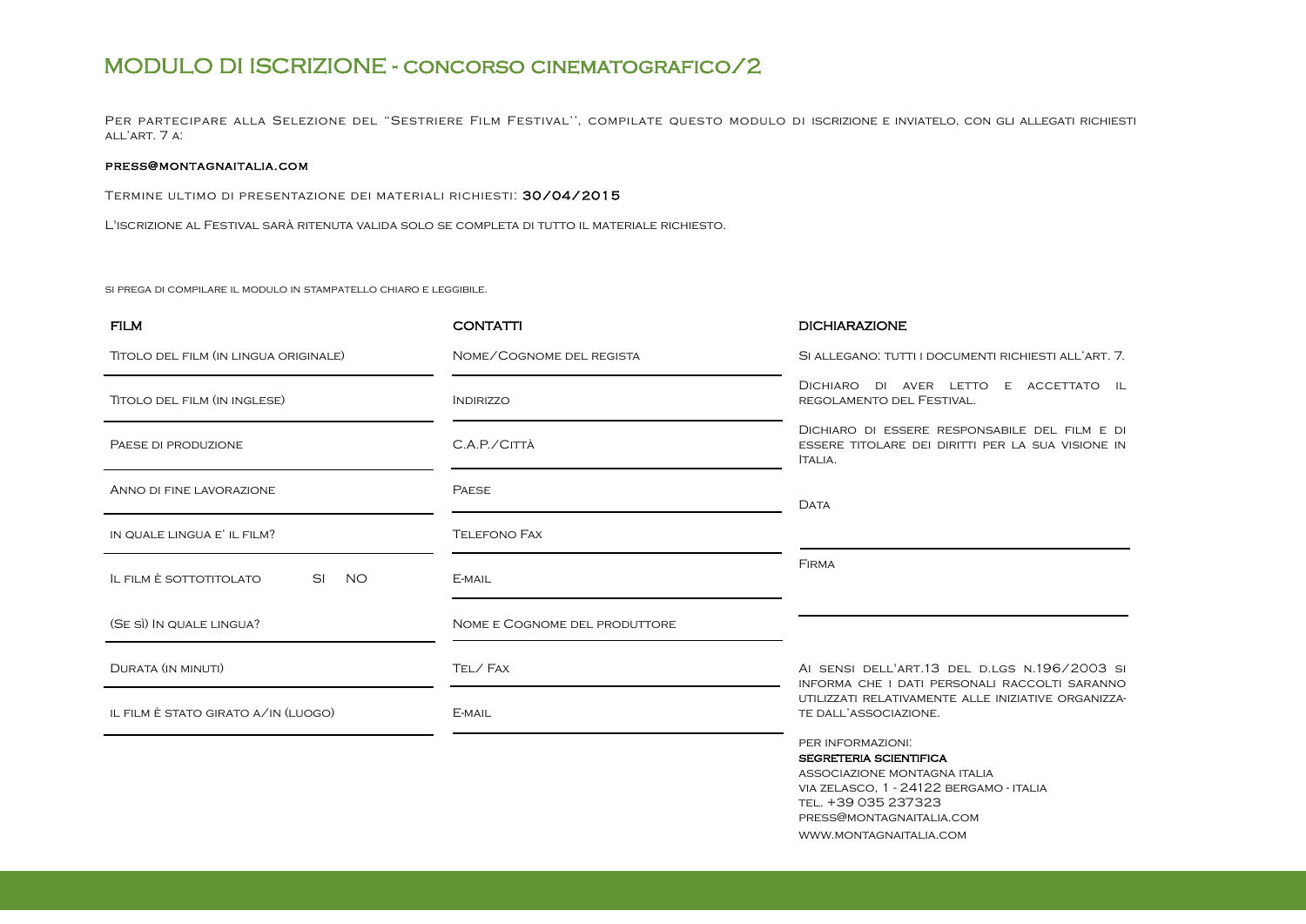# MODULO DI ISCRIZIONE - concorso cinematografico/2

Per partecipare alla Selezione del "Sestriere Film Festival'', compilate questo modulo di iscrizione e inviatelo, con gli allegati richiesti all'art. 7 a:

**press@montagnaitalia.com**

Termine ultimo di presentazione dei materiali richiesti: **30/04/2015**

L'iscrizione al Festival sarà ritenuta valida solo se completa di tutto il materiale richiesto.

si prega di compilare il modulo in stampatello chiaro e leggibile.

### FILM

Titolo del film (in lingua originale)

Titolo del film (in inglese)

Paese di produzione

Anno di fine lavorazione

in quale lingua e' il film?

Il film è sottotitolato SI NO

(Se sì) In quale lingua?

Durata (in minuti)

il film è stato girato a/in (luogo)

### CONTATTI

Nome/Cognome del regista

Indirizzo

C.A.P./Città

Paese

Telefono Fax

E-mail

Nome e Cognome del produttore

Tel/ Fax

E-mail

### DICHIARAZIONE

Si allegano: tutti i documenti richiesti all'art. 7.

Dichiaro di aver letto e accettato il regolamento del Festival.

Dichiaro di essere responsabile del film e di essere titolare dei diritti per la sua visione in Italia.

Data

Firma

Ai sensi dell'art.13 del d.lgs n.196/2003 si informa che i dati personali raccolti saranno utilizzati relativamente alle iniziative organizzate dall'associazione.

per informazioni:
**segreteria scientifica**
associazione montagna italia
via zelasco, 1 - 24122 bergamo - italia
tel. +39 035 237323
press@montagnaitalia.com
www.montagnaitalia.com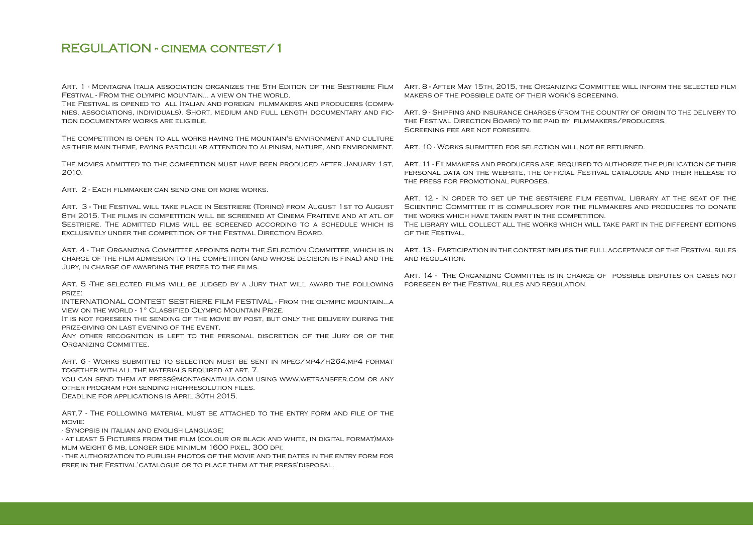# REGULATION - CINEMA CONTEST/1

Art. 1 - Montagna Italia association organizes the 5th Edition of the Sestriere Film Festival - From the olympic mountain... a view on the world.

The Festival is opened to all Italian and foreign filmmakers and producers (companies, associations, individuals). Short, medium and full length documentary and fiction documentary works are eligible.

The competition is open to all works having the mountain's environment and culture as their main theme, paying particular attention to alpinism, nature, and environment.

The movies admitted to the competition must have been produced after January 1st, 2010.

Art. 2 - Each filmmaker can send one or more works.

Art. 3 - The Festival will take place in Sestriere (Torino) from August 1st to August 8th 2015. The films in competition will be screened at Cinema Fraiteve and at atl of Sestriere. The admitted films will be screened according to a schedule which is exclusively under the competition of the Festival Direction Board.

Art. 4 - The Organizing Committee appoints both the Selection Committee, which is in charge of the film admission to the competition (and whose decision is final) and the Jury, in charge of awarding the prizes to the films.

Art. 5 -The selected films will be judged by a Jury that will award the following prize:

INTERNATIONAL CONTEST SESTRIERE FILM FESTIVAL - From the olympic mountain...a view on the world - 1° Classified Olympic Mountain Prize.

It is not foreseen the sending of the movie by post, but only the delivery during the prize-giving on last evening of the event.

Any other recognition is left to the personal discretion of the Jury or of the Organizing Committee.

Art. 6 - Works submitted to selection must be sent in mpeg/mp4/h264.mp4 format together with all the materials required at art. 7.

you can send them at press@montagnaitalia.com using www.wetransfer.com or any other program for sending high-resolution files.

Deadline for applications is April 30th 2015.

Art.7 - The following material must be attached to the entry form and file of the movie:

- Synopsis in italian and english language;
- at least 5 Pictures from the film (colour or black and white, in digital format)maximum weight 6 mb, longer side minimum 1600 pixel, 300 dpi;
- the authorization to publish photos of the movie and the dates in the entry form for free in the Festival'catalogue or to place them at the press'disposal.

Art. 8 - After May 15th, 2015, the Organizing Committee will inform the selected film makers of the possible date of their work's screening.

Art. 9 - Shipping and insurance charges (from the country of origin to the delivery to the Festival Direction Board) to be paid by filmmakers/producers.

Screening fee are not foreseen.

Art. 10 - Works submitted for selection will not be returned.

Art. 11 - Filmmakers and producers are required to authorize the publication of their personal data on the web-site, the official Festival catalogue and their release to the press for promotional purposes.

Art. 12 - In order to set up the sestriere film festival Library at the seat of the Scientific Committee it is compulsory for the filmmakers and producers to donate the works which have taken part in the competition.

The library will collect all the works which will take part in the different editions of the Festival.

Art. 13 - Participation in the contest implies the full acceptance of the Festival rules and regulation.

Art. 14 - The Organizing Committee is in charge of possible disputes or cases not foreseen by the Festival rules and regulation.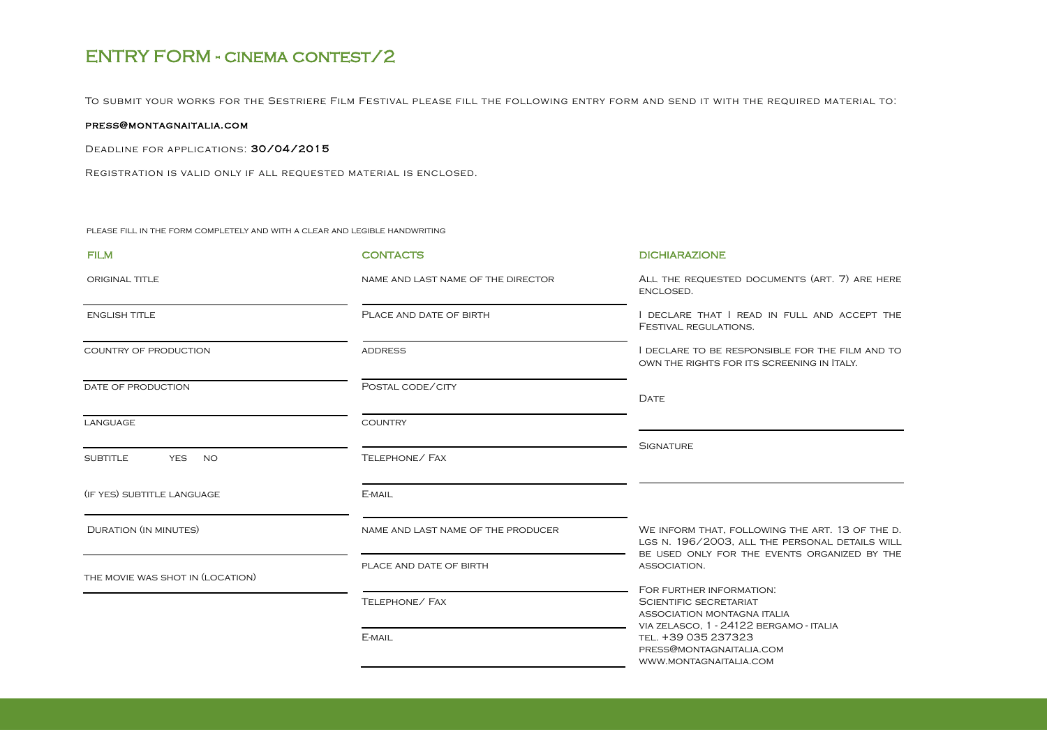# ENTRY FORM - cinema contest/2

To submit your works for the Sestriere Film Festival please fill the following entry form and send it with the required material to:

**press@montagnaitalia.com**

Deadline for applications: **30/04/2015**

Registration is valid only if all requested material is enclosed.

please fill in the form completely and with a clear and legible handwriting

## FILM

original title

english title

country of production

date of production

language

subtitle yes no

(if yes) subtitle language

Duration (in minutes)

the movie was shot in (location)

## CONTACTS

name and last name of the director

Place and date of birth

address

Postal code/city

country

Telephone/ Fax

E-mail

name and last name of the producer

place and date of birth

Telephone/ Fax

E-mail

## DICHIARAZIONE

All the requested documents (art. 7) are here enclosed.

I declare that I read in full and accept the Festival regulations.

I declare to be responsible for the film and to own the rights for its screening in Italy.

Date

Signature

We inform that, following the art. 13 of the d. lgs n. 196/2003, all the personal details will be used only for the events organized by the association.

For further information:
Scientific secretariat
association montagna italia
via zelasco, 1 - 24122 bergamo - italia
tel. +39 035 237323
press@montagnaitalia.com
www.montagnaitalia.com